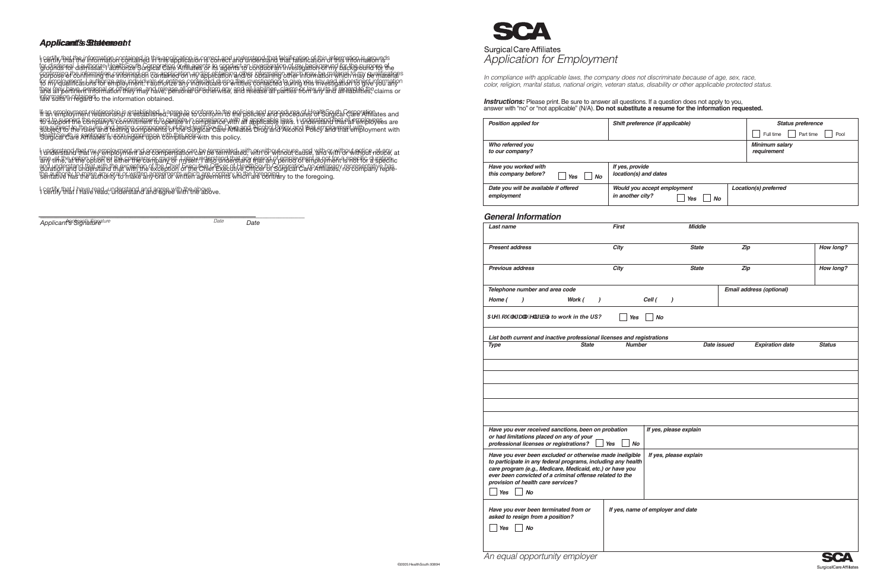## Applicant's Statement

I certify that the information contained in this application is correct and understand that falsification of this information is grounds for dismissal. I authorize Surgical Care Affiliates or its agents to conduct an investigation of my background for the purpose of confirming the information contained on my application and/or obtaining other information which may be material to my qualifications for employment. I authorize any individuals or entities contacted during this investigation to give you any and all pertinent information they may have, personal or otherwise, and release all parties from any and all liabilities, claims or law suits in regard to the information obtained.

If an employment relationship is established, I agree to conform to the policies and procedures of Surgical Care Affiliates and to support the company's commitment to operate in compliance with all applicable laws. I understand that all employees are subject to the rules and testing components of the Surgical Care Affiliates Drug and Alcohol Policy and that employment with Surgical Care Affiliates is contingent upon compliance with this policy.

I understand that my employment and compensation can be terminated, with or without cause, and with or without notice, at any time, at the option of either the company or myself. I also understand that any period of employment is not for a specific duration and understand that with the exception of the Chief Executive Officer of Surgical Care Affiliates, no company representative has the authority to make any oral or written agreements which are contrary to the foregoing.

I certify that I have read, understand and agree with the above.

_______________________________________________ ______________

*Applicant's Signature* *Date*

---

**SCA**

Surgical Care Affiliates

# *Application for Employment*

*In compliance with applicable laws, the company does not discriminate because of age, sex, race, color, religion, marital status, national origin, veteran status, disability or other applicable protected status.*

***Instructions:*** Please print. Be sure to answer all questions. If a question does not apply to you, answer with "no" or "not applicable" (N/A). **Do not substitute a resume for the information requested.**

| *Position applied for* | *Shift preference (if applicable)* | *Status preference* ☐ Full time ☐ Part time ☐ Pool |
|---|---|---|
| *Who referred you to our company?* | | *Minimum salary requirement* |
| *Have you worked with this company before?* ☐ *Yes* ☐ *No* | *If yes, provide location(s) and dates* | |
| *Date you will be available if offered employment* | *Would you accept employment in another city?* ☐ *Yes* ☐ *No* | *Location(s) preferred* |

## *General Information*

| *Last name* | *First* | *Middle* | | |
|---|---|---|---|---|
| *Present address* | *City* | *State* | *Zip* | *How long?* |
| *Previous address* | *City* | *State* | *Zip* | *How long?* |

| *Telephone number and area code* Home ( ) Work ( ) Cell ( ) | *Email address (optional)* |
|---|---|
| *Are you legally eligible to work in the US?* ☐ *Yes* ☐ *No* | |

*List both current and inactive professional licenses and registrations*

| *Type* | *State* | *Number* | *Date issued* | *Expiration date* | *Status* |
|---|---|---|---|---|---|
| | | | | | |
| | | | | | |
| | | | | | |
| | | | | | |
| | | | | | |
| | | | | | |

| *Have you ever received sanctions, been on probation or had limitations placed on any of your professional licenses or registrations?* ☐ *Yes* ☐ *No* | *If yes, please explain* |
|---|---|
| *Have you ever been excluded or otherwise made ineligible to participate in any federal programs, including any health care program (e.g., Medicare, Medicaid, etc.) or have you ever been convicted of a criminal offense related to the provision of health care services?* ☐ *Yes* ☐ *No* | *If yes, please explain* |
| *Have you ever been terminated from or asked to resign from a position?* ☐ *Yes* ☐ *No* | *If yes, name of employer and date* |

*An equal opportunity employer*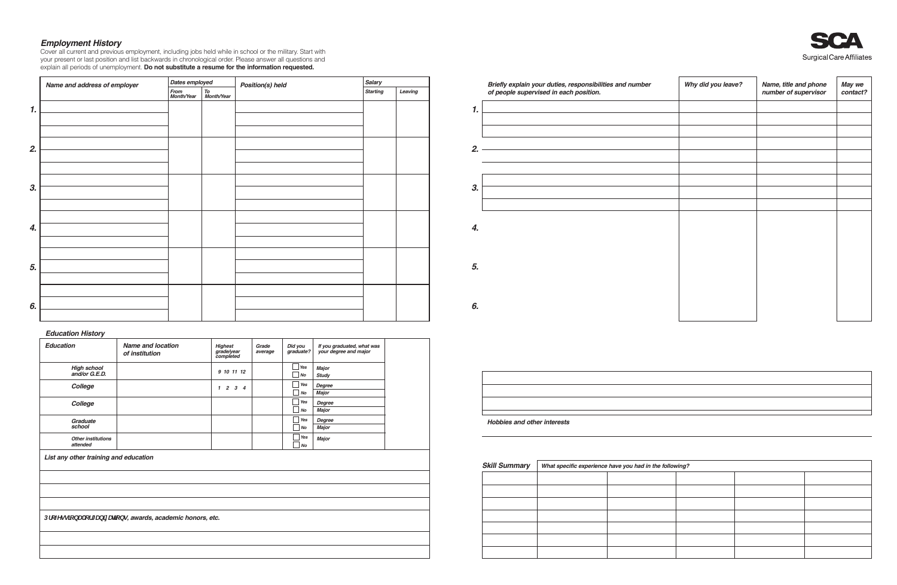## *Employment History*

Cover all current and previous employment, including jobs held while in school or the military. Start with your present or last position and list backwards in chronological order. Please answer all questions and explain all periods of unemployment. **Do not substitute a resume for the information requested.**

SCA

Surgical Care Affiliates

| | Name and address of employer | Dates employed | | Position(s) held | Salary | |
|---|---|---|---|---|---|---|
| | | From Month/Year | To Month/Year | | Starting | Leaving |
| 1. | | | | | | |
| 2. | | | | | | |
| 3. | | | | | | |
| 4. | | | | | | |
| 5. | | | | | | |
| 6. | | | | | | |

| | Briefly explain your duties, responsibilities and number of people supervised in each position. | Why did you leave? | Name, title and phone number of supervisor | May we contact? |
|---|---|---|---|---|
| 1. | | | | |
| 2. | | | | |
| 3. | | | | |
| 4. | | | | |
| 5. | | | | |
| 6. | | | | |

### *Education History*

| Education | Name and location of institution | Highest grade/year completed | Grade average | Did you graduate? | If you graduated, what was your degree and major |
|---|---|---|---|---|---|
| High school and/or G.E.D. | | 9 10 11 12 | | ☐ Yes ☐ No | Major / Study |
| College | | 1 2 3 4 | | ☐ Yes ☐ No | Degree / Major |
| College | | | | ☐ Yes ☐ No | Degree / Major |
| Graduate school | | | | ☐ Yes ☐ No | Degree / Major |
| Other institutions attended | | | | ☐ Yes ☐ No | Major |

*List any other training and education*

*Professional organizations, awards, academic honors, etc.*

*Hobbies and other interests*

| Skill Summary | What specific experience have you had in the following? | | | | |
|---|---|---|---|---|---|
| | | | | | |
| | | | | | |
| | | | | | |
| | | | | | |
| | | | | | |
| | | | | | |
| | | | | | |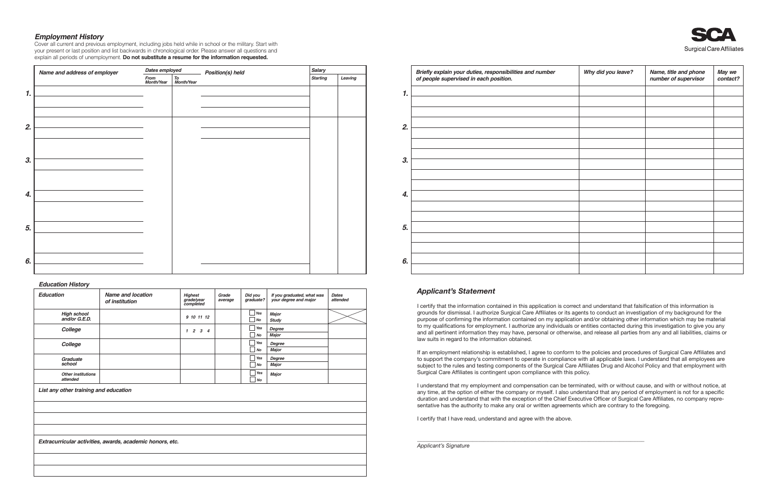## Employment History

Cover all current and previous employment, including jobs held while in school or the military. Start with your present or last position and list backwards in chronological order. Please answer all questions and explain all periods of unemployment. **Do not substitute a resume for the information requested.**

| | Name and address of employer | Dates employed From Month/Year | To Month/Year | Position(s) held | Salary Starting | Leaving |
|---|---|---|---|---|---|---|
| 1. | | | | | | |
| 2. | | | | | | |
| 3. | | | | | | |
| 4. | | | | | | |
| 5. | | | | | | |
| 6. | | | | | | |

SCA
Surgical Care Affiliates

| | Briefly explain your duties, responsibilities and number of people supervised in each position. | Why did you leave? | Name, title and phone number of supervisor | May we contact? |
|---|---|---|---|---|
| 1. | | | | |
| 2. | | | | |
| 3. | | | | |
| 4. | | | | |
| 5. | | | | |
| 6. | | | | |

### Education History

| Education | Name and location of institution | Highest grade/year completed | Grade average | Did you graduate? | If you graduated, what was your degree and major | Dates attended |
|---|---|---|---|---|---|---|
| High school and/or G.E.D. | | 9 10 11 12 | | ☐ Yes ☐ No | Major / Study | |
| College | | 1 2 3 4 | | ☐ Yes ☐ No | Degree / Major | |
| College | | | | ☐ Yes ☐ No | Degree / Major | |
| Graduate school | | | | ☐ Yes ☐ No | Degree / Major | |
| Other institutions attended | | | | ☐ Yes ☐ No | Major | |

*List any other training and education*

*Extracurricular activities, awards, academic honors, etc.*

## Applicant's Statement

I certify that the information contained in this application is correct and understand that falsification of this information is grounds for dismissal. I authorize Surgical Care Affiliates or its agents to conduct an investigation of my background for the purpose of confirming the information contained on my application and/or obtaining other information which may be material to my qualifications for employment. I authorize any individuals or entities contacted during this investigation to give you any and all pertinent information they may have, personal or otherwise, and release all parties from any and all liabilities, claims or law suits in regard to the information obtained.

If an employment relationship is established, I agree to conform to the policies and procedures of Surgical Care Affiliates and to support the company's commitment to operate in compliance with all applicable laws. I understand that all employees are subject to the rules and testing components of the Surgical Care Affiliates Drug and Alcohol Policy and that employment with Surgical Care Affiliates is contingent upon compliance with this policy.

I understand that my employment and compensation can be terminated, with or without cause, and with or without notice, at any time, at the option of either the company or myself. I also understand that any period of employment is not for a specific duration and understand that with the exception of the Chief Executive Officer of Surgical Care Affiliates, no company representative has the authority to make any oral or written agreements which are contrary to the foregoing.

I certify that I have read, understand and agree with the above.

_______________________________________________

*Applicant's Signature*